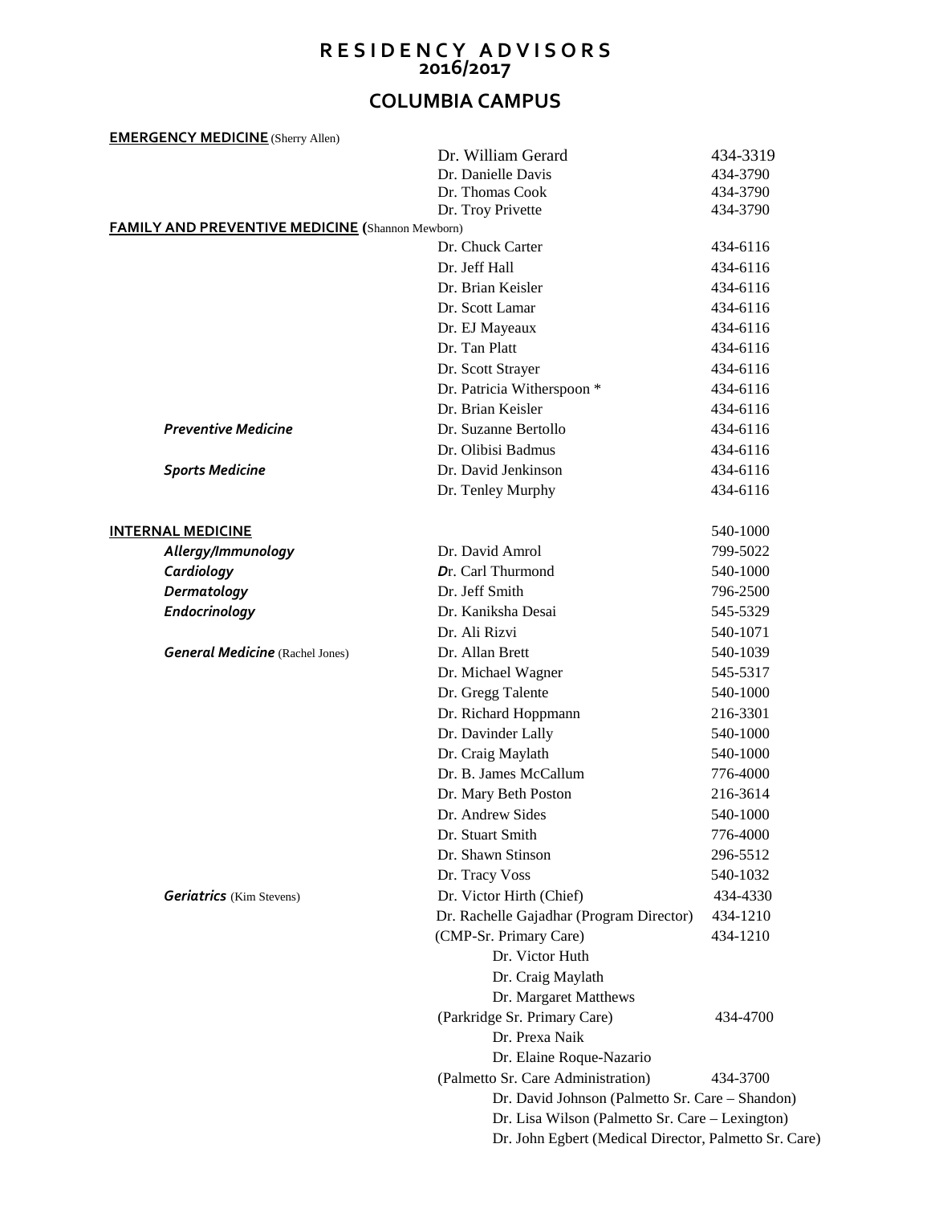# RESIDENCY ADVISORS
## 2016/2017

## COLUMBIA CAMPUS

| Department | Advisor | Phone |
|---|---|---|
| **EMERGENCY MEDICINE** (Sherry Allen) | | |
| | Dr. William Gerard | 434-3319 |
| | Dr. Danielle Davis | 434-3790 |
| | Dr. Thomas Cook | 434-3790 |
| | Dr. Troy Privette | 434-3790 |
| **FAMILY AND PREVENTIVE MEDICINE (**Shannon Mewborn) | | |
| | Dr. Chuck Carter | 434-6116 |
| | Dr. Jeff Hall | 434-6116 |
| | Dr. Brian Keisler | 434-6116 |
| | Dr. Scott Lamar | 434-6116 |
| | Dr. EJ Mayeaux | 434-6116 |
| | Dr. Tan Platt | 434-6116 |
| | Dr. Scott Strayer | 434-6116 |
| | Dr. Patricia Witherspoon * | 434-6116 |
| | Dr. Brian Keisler | 434-6116 |
| *Preventive Medicine* | Dr. Suzanne Bertollo | 434-6116 |
| | Dr. Olibisi Badmus | 434-6116 |
| *Sports Medicine* | Dr. David Jenkinson | 434-6116 |
| | Dr. Tenley Murphy | 434-6116 |
| **INTERNAL MEDICINE** | | 540-1000 |
| *Allergy/Immunology* | Dr. David Amrol | 799-5022 |
| *Cardiology* | Dr. Carl Thurmond | 540-1000 |
| *Dermatology* | Dr. Jeff Smith | 796-2500 |
| *Endocrinology* | Dr. Kaniksha Desai | 545-5329 |
| | Dr. Ali Rizvi | 540-1071 |
| *General Medicine* (Rachel Jones) | Dr. Allan Brett | 540-1039 |
| | Dr. Michael Wagner | 545-5317 |
| | Dr. Gregg Talente | 540-1000 |
| | Dr. Richard Hoppmann | 216-3301 |
| | Dr. Davinder Lally | 540-1000 |
| | Dr. Craig Maylath | 540-1000 |
| | Dr. B. James McCallum | 776-4000 |
| | Dr. Mary Beth Poston | 216-3614 |
| | Dr. Andrew Sides | 540-1000 |
| | Dr. Stuart Smith | 776-4000 |
| | Dr. Shawn Stinson | 296-5512 |
| | Dr. Tracy Voss | 540-1032 |
| *Geriatrics* (Kim Stevens) | Dr. Victor Hirth (Chief) | 434-4330 |
| | Dr. Rachelle Gajadhar (Program Director) | 434-1210 |
| | (CMP-Sr. Primary Care) | 434-1210 |
| | Dr. Victor Huth | |
| | Dr. Craig Maylath | |
| | Dr. Margaret Matthews | |
| | (Parkridge Sr. Primary Care) | 434-4700 |
| | Dr. Prexa Naik | |
| | Dr. Elaine Roque-Nazario | |
| | (Palmetto Sr. Care Administration) | 434-3700 |
| | Dr. David Johnson (Palmetto Sr. Care – Shandon) | |
| | Dr. Lisa Wilson (Palmetto Sr. Care – Lexington) | |
| | Dr. John Egbert (Medical Director, Palmetto Sr. Care) | |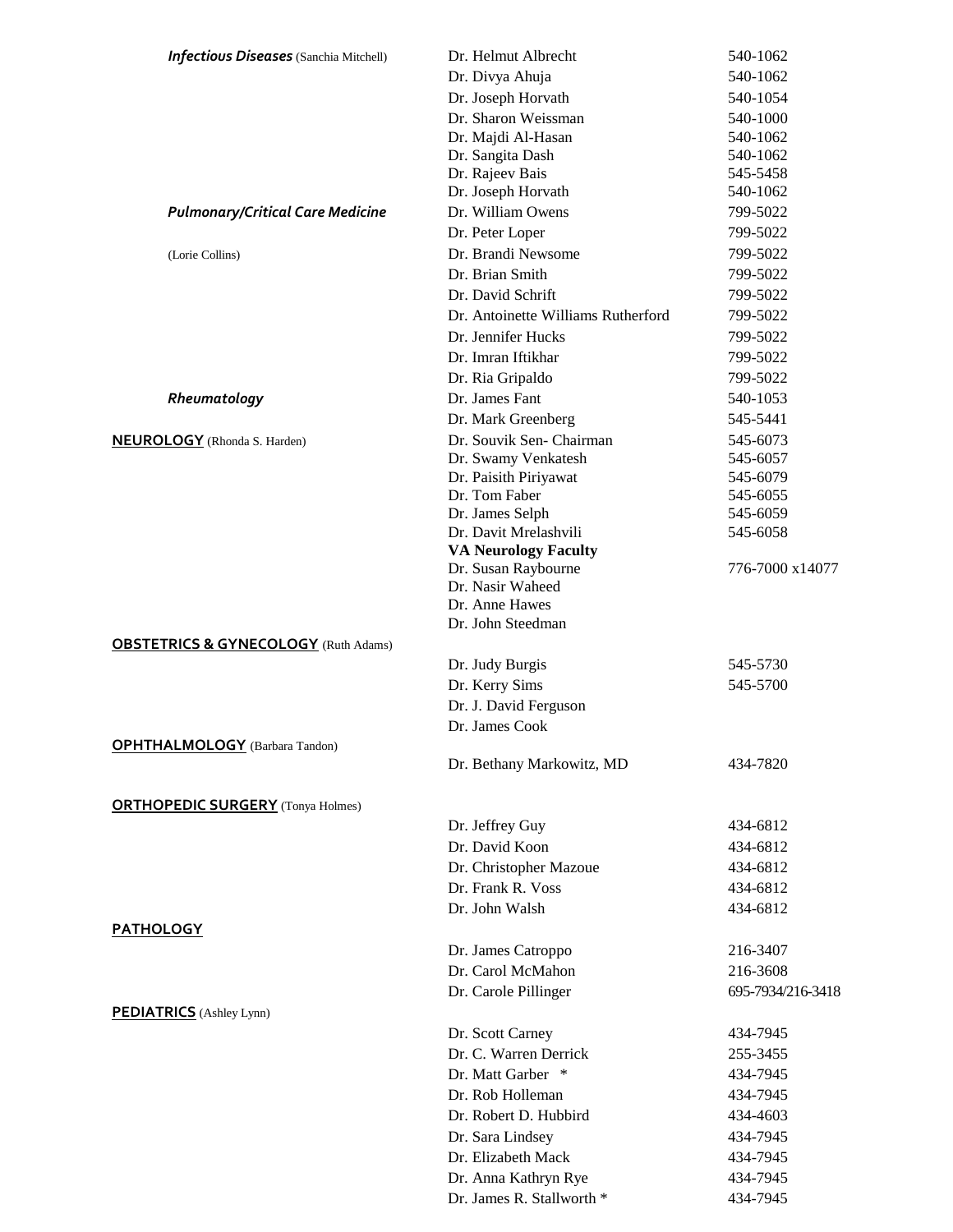| Department | Physician | Phone |
|---|---|---|
| ***Infectious Diseases*** (Sanchia Mitchell) | Dr. Helmut Albrecht | 540-1062 |
| | Dr. Divya Ahuja | 540-1062 |
| | Dr. Joseph Horvath | 540-1054 |
| | Dr. Sharon Weissman | 540-1000 |
| | Dr. Majdi Al-Hasan | 540-1062 |
| | Dr. Sangita Dash | 540-1062 |
| | Dr. Rajeev Bais | 545-5458 |
| | Dr. Joseph Horvath | 540-1062 |
| ***Pulmonary/Critical Care Medicine*** | Dr. William Owens | 799-5022 |
| | Dr. Peter Loper | 799-5022 |
| (Lorie Collins) | Dr. Brandi Newsome | 799-5022 |
| | Dr. Brian Smith | 799-5022 |
| | Dr. David Schrift | 799-5022 |
| | Dr. Antoinette Williams Rutherford | 799-5022 |
| | Dr. Jennifer Hucks | 799-5022 |
| | Dr. Imran Iftikhar | 799-5022 |
| | Dr. Ria Gripaldo | 799-5022 |
| ***Rheumatology*** | Dr. James Fant | 540-1053 |
| | Dr. Mark Greenberg | 545-5441 |
| **NEUROLOGY** (Rhonda S. Harden) | Dr. Souvik Sen- Chairman | 545-6073 |
| | Dr. Swamy Venkatesh | 545-6057 |
| | Dr. Paisith Piriyawat | 545-6079 |
| | Dr. Tom Faber | 545-6055 |
| | Dr. James Selph | 545-6059 |
| | Dr. Davit Mrelashvili | 545-6058 |
| | **VA Neurology Faculty** | |
| | Dr. Susan Raybourne | 776-7000 x14077 |
| | Dr. Nasir Waheed | |
| | Dr. Anne Hawes | |
| | Dr. John Steedman | |
| **OBSTETRICS & GYNECOLOGY** (Ruth Adams) | | |
| | Dr. Judy Burgis | 545-5730 |
| | Dr. Kerry Sims | 545-5700 |
| | Dr. J. David Ferguson | |
| | Dr. James Cook | |
| **OPHTHALMOLOGY** (Barbara Tandon) | | |
| | Dr. Bethany Markowitz, MD | 434-7820 |
| **ORTHOPEDIC SURGERY** (Tonya Holmes) | | |
| | Dr. Jeffrey Guy | 434-6812 |
| | Dr. David Koon | 434-6812 |
| | Dr. Christopher Mazoue | 434-6812 |
| | Dr. Frank R. Voss | 434-6812 |
| | Dr. John Walsh | 434-6812 |
| **PATHOLOGY** | | |
| | Dr. James Catroppo | 216-3407 |
| | Dr. Carol McMahon | 216-3608 |
| | Dr. Carole Pillinger | 695-7934/216-3418 |
| **PEDIATRICS** (Ashley Lynn) | | |
| | Dr. Scott Carney | 434-7945 |
| | Dr. C. Warren Derrick | 255-3455 |
| | Dr. Matt Garber * | 434-7945 |
| | Dr. Rob Holleman | 434-7945 |
| | Dr. Robert D. Hubbird | 434-4603 |
| | Dr. Sara Lindsey | 434-7945 |
| | Dr. Elizabeth Mack | 434-7945 |
| | Dr. Anna Kathryn Rye | 434-7945 |
| | Dr. James R. Stallworth * | 434-7945 |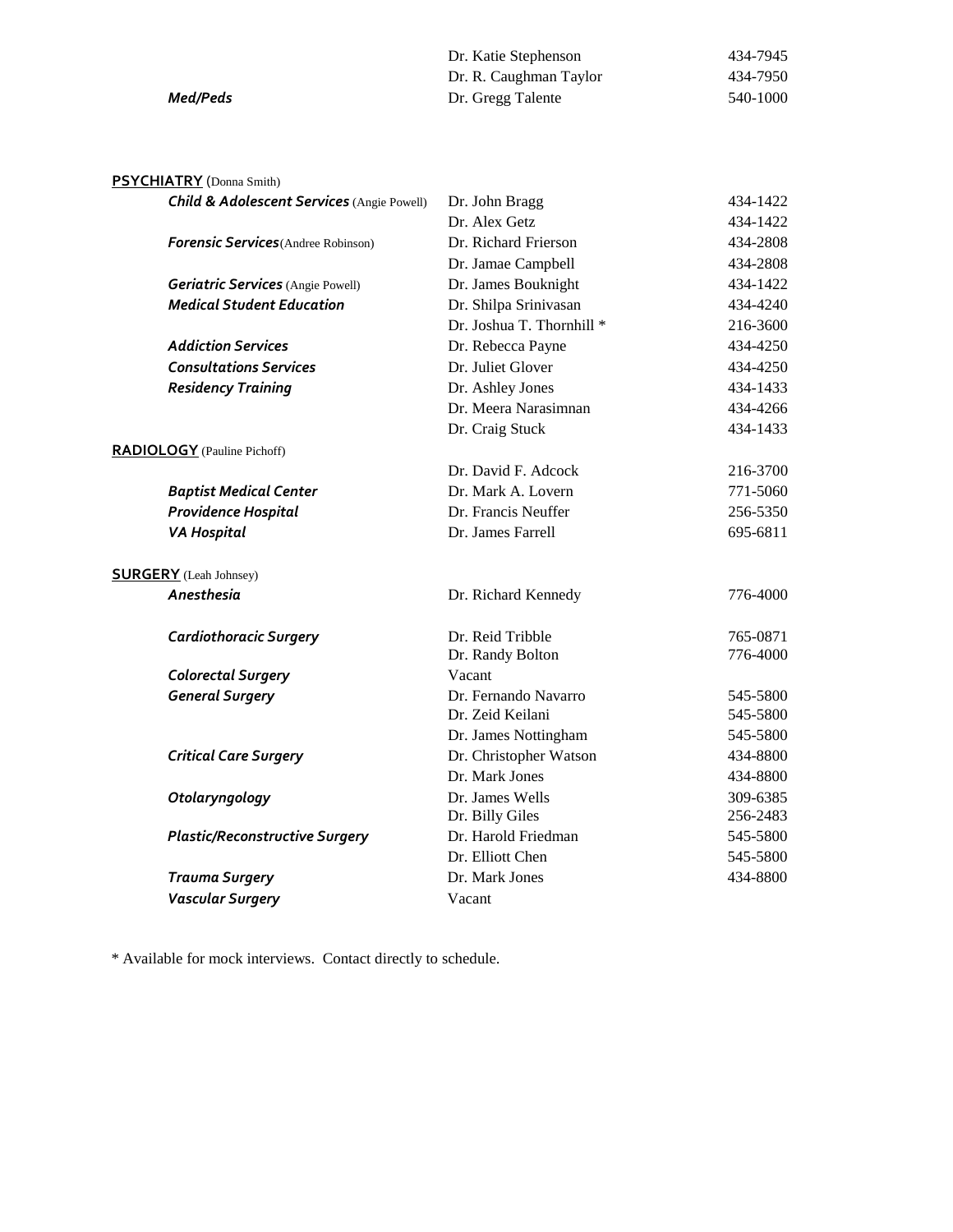| | | |
|---|---|---|
| | Dr. Katie Stephenson | 434-7945 |
| | Dr. R. Caughman Taylor | 434-7950 |
| ***Med/Peds*** | Dr. Gregg Talente | 540-1000 |

**PSYCHIATRY** (Donna Smith)

| | | |
|---|---|---|
| ***Child & Adolescent Services*** (Angie Powell) | Dr. John Bragg | 434-1422 |
| | Dr. Alex Getz | 434-1422 |
| ***Forensic Services*** (Andree Robinson) | Dr. Richard Frierson | 434-2808 |
| | Dr. Jamae Campbell | 434-2808 |
| ***Geriatric Services*** (Angie Powell) | Dr. James Bouknight | 434-1422 |
| ***Medical Student Education*** | Dr. Shilpa Srinivasan | 434-4240 |
| | Dr. Joshua T. Thornhill * | 216-3600 |
| ***Addiction Services*** | Dr. Rebecca Payne | 434-4250 |
| ***Consultations Services*** | Dr. Juliet Glover | 434-4250 |
| ***Residency Training*** | Dr. Ashley Jones | 434-1433 |
| | Dr. Meera Narasimnan | 434-4266 |
| | Dr. Craig Stuck | 434-1433 |

**RADIOLOGY** (Pauline Pichoff)

| | | |
|---|---|---|
| | Dr. David F. Adcock | 216-3700 |
| ***Baptist Medical Center*** | Dr. Mark A. Lovern | 771-5060 |
| ***Providence Hospital*** | Dr. Francis Neuffer | 256-5350 |
| ***VA Hospital*** | Dr. James Farrell | 695-6811 |

**SURGERY** (Leah Johnsey)

| | | |
|---|---|---|
| ***Anesthesia*** | Dr. Richard Kennedy | 776-4000 |
| ***Cardiothoracic Surgery*** | Dr. Reid Tribble | 765-0871 |
| | Dr. Randy Bolton | 776-4000 |
| ***Colorectal Surgery*** | Vacant | |
| ***General Surgery*** | Dr. Fernando Navarro | 545-5800 |
| | Dr. Zeid Keilani | 545-5800 |
| | Dr. James Nottingham | 545-5800 |
| ***Critical Care Surgery*** | Dr. Christopher Watson | 434-8800 |
| | Dr. Mark Jones | 434-8800 |
| ***Otolaryngology*** | Dr. James Wells | 309-6385 |
| | Dr. Billy Giles | 256-2483 |
| ***Plastic/Reconstructive Surgery*** | Dr. Harold Friedman | 545-5800 |
| | Dr. Elliott Chen | 545-5800 |
| ***Trauma Surgery*** | Dr. Mark Jones | 434-8800 |
| ***Vascular Surgery*** | Vacant | |

* Available for mock interviews. Contact directly to schedule.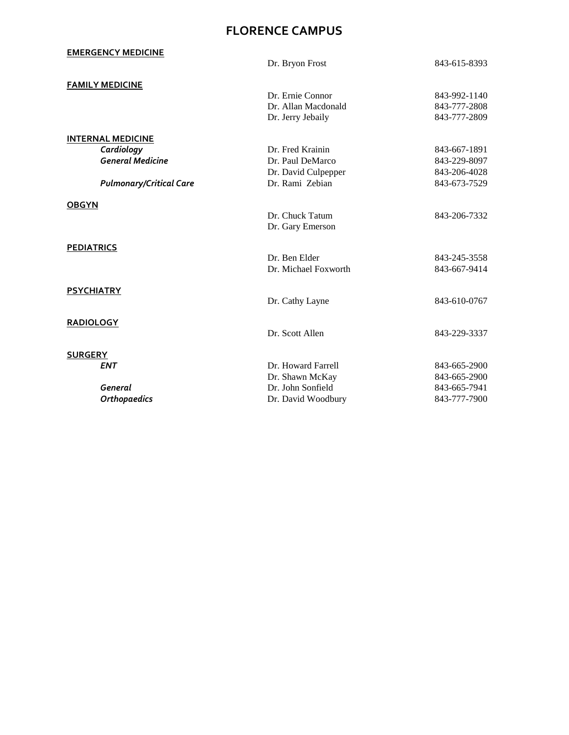# FLORENCE CAMPUS

| | | |
|---|---|---|
| **EMERGENCY MEDICINE** | | |
| | Dr. Bryon Frost | 843-615-8393 |
| **FAMILY MEDICINE** | | |
| | Dr. Ernie Connor | 843-992-1140 |
| | Dr. Allan Macdonald | 843-777-2808 |
| | Dr. Jerry Jebaily | 843-777-2809 |
| **INTERNAL MEDICINE** | | |
| ***Cardiology*** | Dr. Fred Krainin | 843-667-1891 |
| ***General Medicine*** | Dr. Paul DeMarco | 843-229-8097 |
| | Dr. David Culpepper | 843-206-4028 |
| ***Pulmonary/Critical Care*** | Dr. Rami Zebian | 843-673-7529 |
| **OBGYN** | | |
| | Dr. Chuck Tatum | 843-206-7332 |
| | Dr. Gary Emerson | |
| **PEDIATRICS** | | |
| | Dr. Ben Elder | 843-245-3558 |
| | Dr. Michael Foxworth | 843-667-9414 |
| **PSYCHIATRY** | | |
| | Dr. Cathy Layne | 843-610-0767 |
| **RADIOLOGY** | | |
| | Dr. Scott Allen | 843-229-3337 |
| **SURGERY** | | |
| ***ENT*** | Dr. Howard Farrell | 843-665-2900 |
| | Dr. Shawn McKay | 843-665-2900 |
| ***General*** | Dr. John Sonfield | 843-665-7941 |
| ***Orthopaedics*** | Dr. David Woodbury | 843-777-7900 |